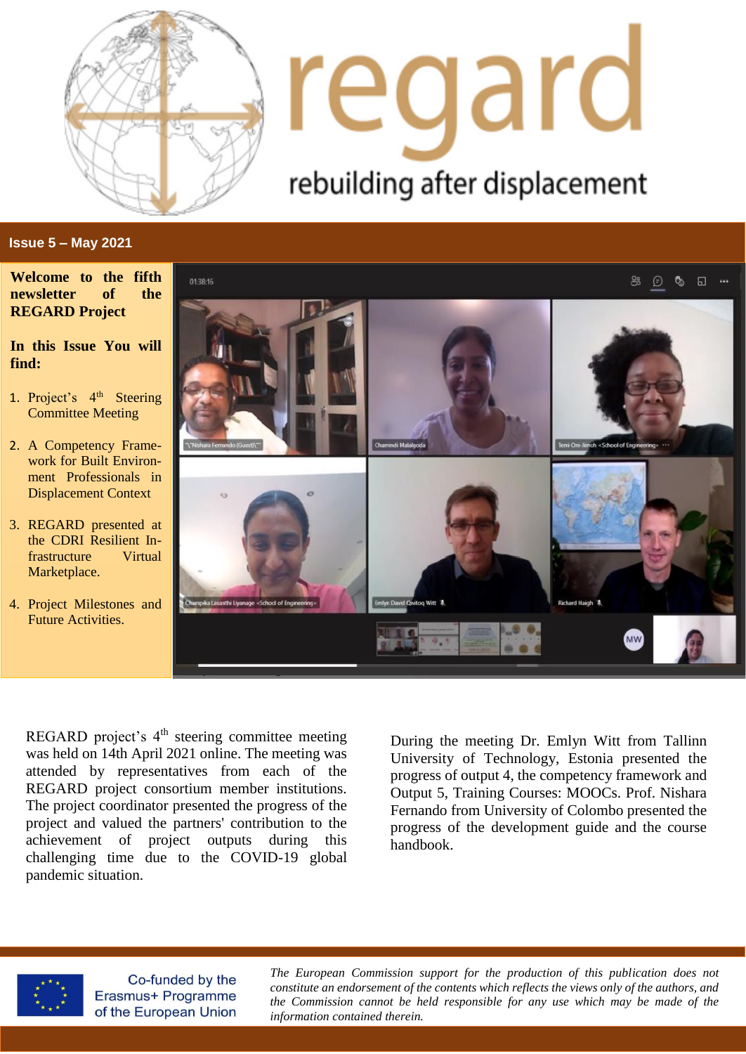# regard

rebuilding after displacement

**Issue 5 – May 2021**

**Welcome to the fifth newsletter of the REGARD Project**

**In this Issue You will find:**

1. Project's 4th Steering Committee Meeting
2. A Competency Framework for Built Environment Professionals in Displacement Context
3. REGARD presented at the CDRI Resilient Infrastructure Virtual Marketplace.
4. Project Milestones and Future Activities.

REGARD project's 4th steering committee meeting was held on 14th April 2021 online. The meeting was attended by representatives from each of the REGARD project consortium member institutions. The project coordinator presented the progress of the project and valued the partners' contribution to the achievement of project outputs during this challenging time due to the COVID-19 global pandemic situation.

During the meeting Dr. Emlyn Witt from Tallinn University of Technology, Estonia presented the progress of output 4, the competency framework and Output 5, Training Courses: MOOCs. Prof. Nishara Fernando from University of Colombo presented the progress of the development guide and the course handbook.

Co-funded by the Erasmus+ Programme of the European Union

*The European Commission support for the production of this publication does not constitute an endorsement of the contents which reflects the views only of the authors, and the Commission cannot be held responsible for any use which may be made of the information contained therein.*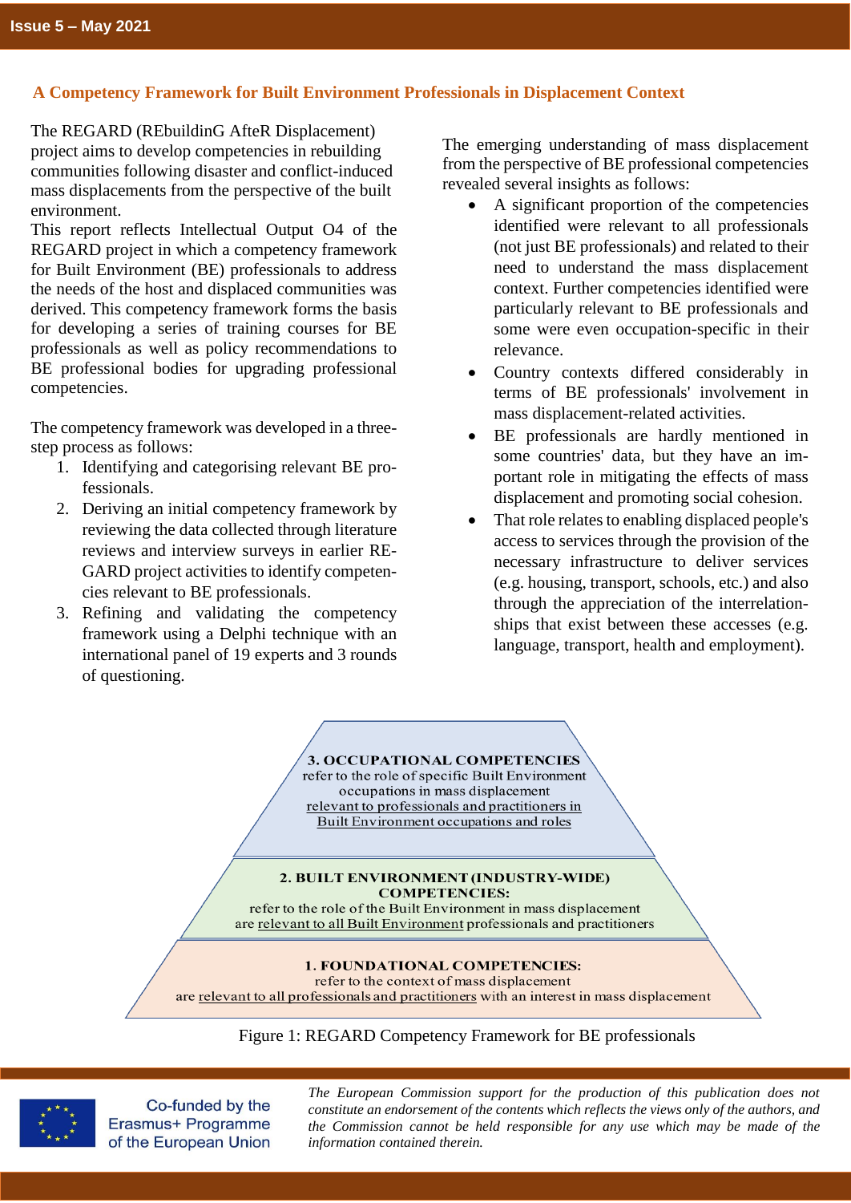## A Competency Framework for Built Environment Professionals in Displacement Context

The REGARD (REbuildinG AfteR Displacement) project aims to develop competencies in rebuilding communities following disaster and conflict-induced mass displacements from the perspective of the built environment.

This report reflects Intellectual Output O4 of the REGARD project in which a competency framework for Built Environment (BE) professionals to address the needs of the host and displaced communities was derived. This competency framework forms the basis for developing a series of training courses for BE professionals as well as policy recommendations to BE professional bodies for upgrading professional competencies.

The competency framework was developed in a three-step process as follows:

1. Identifying and categorising relevant BE professionals.
2. Deriving an initial competency framework by reviewing the data collected through literature reviews and interview surveys in earlier REGARD project activities to identify competencies relevant to BE professionals.
3. Refining and validating the competency framework using a Delphi technique with an international panel of 19 experts and 3 rounds of questioning.

The emerging understanding of mass displacement from the perspective of BE professional competencies revealed several insights as follows:

- A significant proportion of the competencies identified were relevant to all professionals (not just BE professionals) and related to their need to understand the mass displacement context. Further competencies identified were particularly relevant to BE professionals and some were even occupation-specific in their relevance.
- Country contexts differed considerably in terms of BE professionals' involvement in mass displacement-related activities.
- BE professionals are hardly mentioned in some countries' data, but they have an important role in mitigating the effects of mass displacement and promoting social cohesion.
- That role relates to enabling displaced people's access to services through the provision of the necessary infrastructure to deliver services (e.g. housing, transport, schools, etc.) and also through the appreciation of the interrelationships that exist between these accesses (e.g. language, transport, health and employment).

**3. OCCUPATIONAL COMPETENCIES**
refer to the role of specific Built Environment occupations in mass displacement
relevant to professionals and practitioners in Built Environment occupations and roles

**2. BUILT ENVIRONMENT (INDUSTRY-WIDE) COMPETENCIES:**
refer to the role of the Built Environment in mass displacement
are relevant to all Built Environment professionals and practitioners

**1. FOUNDATIONAL COMPETENCIES:**
refer to the context of mass displacement
are relevant to all professionals and practitioners with an interest in mass displacement

Figure 1: REGARD Competency Framework for BE professionals

Co-funded by the Erasmus+ Programme of the European Union

*The European Commission support for the production of this publication does not constitute an endorsement of the contents which reflects the views only of the authors, and the Commission cannot be held responsible for any use which may be made of the information contained therein.*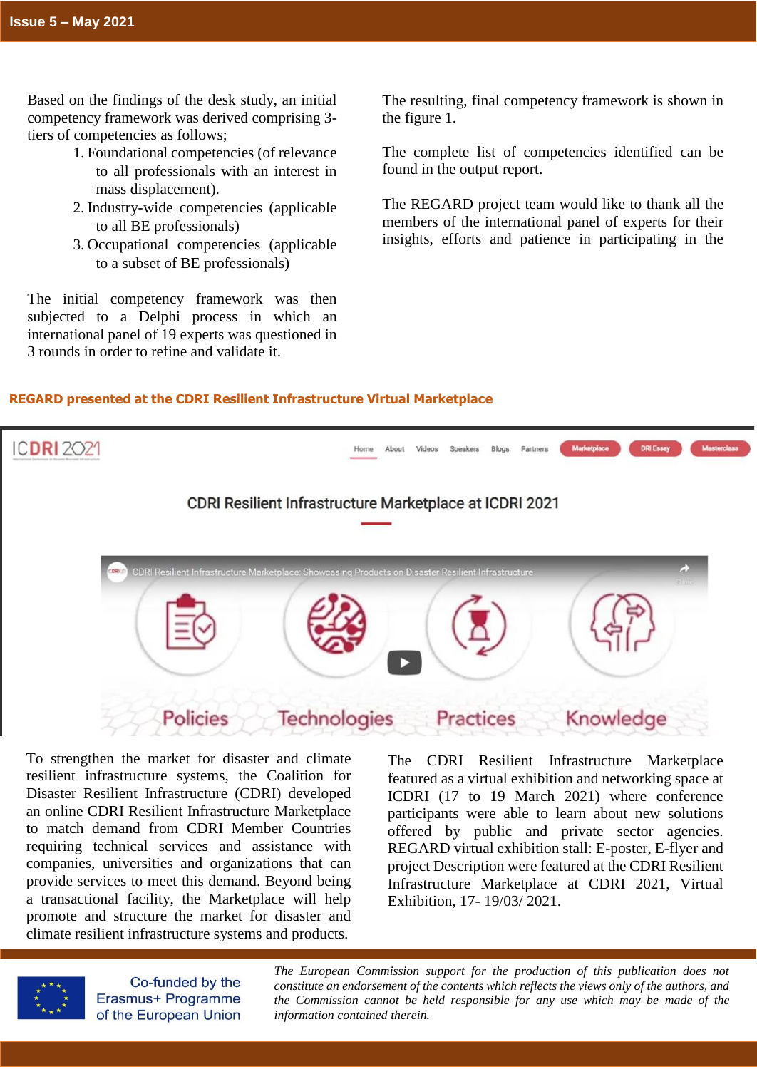Based on the findings of the desk study, an initial competency framework was derived comprising 3-tiers of competencies as follows;

1. Foundational competencies (of relevance to all professionals with an interest in mass displacement).
2. Industry-wide competencies (applicable to all BE professionals)
3. Occupational competencies (applicable to a subset of BE professionals)

The initial competency framework was then subjected to a Delphi process in which an international panel of 19 experts was questioned in 3 rounds in order to refine and validate it.

The resulting, final competency framework is shown in the figure 1.

The complete list of competencies identified can be found in the output report.

The REGARD project team would like to thank all the members of the international panel of experts for their insights, efforts and patience in participating in the

## REGARD presented at the CDRI Resilient Infrastructure Virtual Marketplace

To strengthen the market for disaster and climate resilient infrastructure systems, the Coalition for Disaster Resilient Infrastructure (CDRI) developed an online CDRI Resilient Infrastructure Marketplace to match demand from CDRI Member Countries requiring technical services and assistance with companies, universities and organizations that can provide services to meet this demand. Beyond being a transactional facility, the Marketplace will help promote and structure the market for disaster and climate resilient infrastructure systems and products.

The CDRI Resilient Infrastructure Marketplace featured as a virtual exhibition and networking space at ICDRI (17 to 19 March 2021) where conference participants were able to learn about new solutions offered by public and private sector agencies. REGARD virtual exhibition stall: E-poster, E-flyer and project Description were featured at the CDRI Resilient Infrastructure Marketplace at CDRI 2021, Virtual Exhibition, 17- 19/03/ 2021.

Co-funded by the Erasmus+ Programme of the European Union

*The European Commission support for the production of this publication does not constitute an endorsement of the contents which reflects the views only of the authors, and the Commission cannot be held responsible for any use which may be made of the information contained therein.*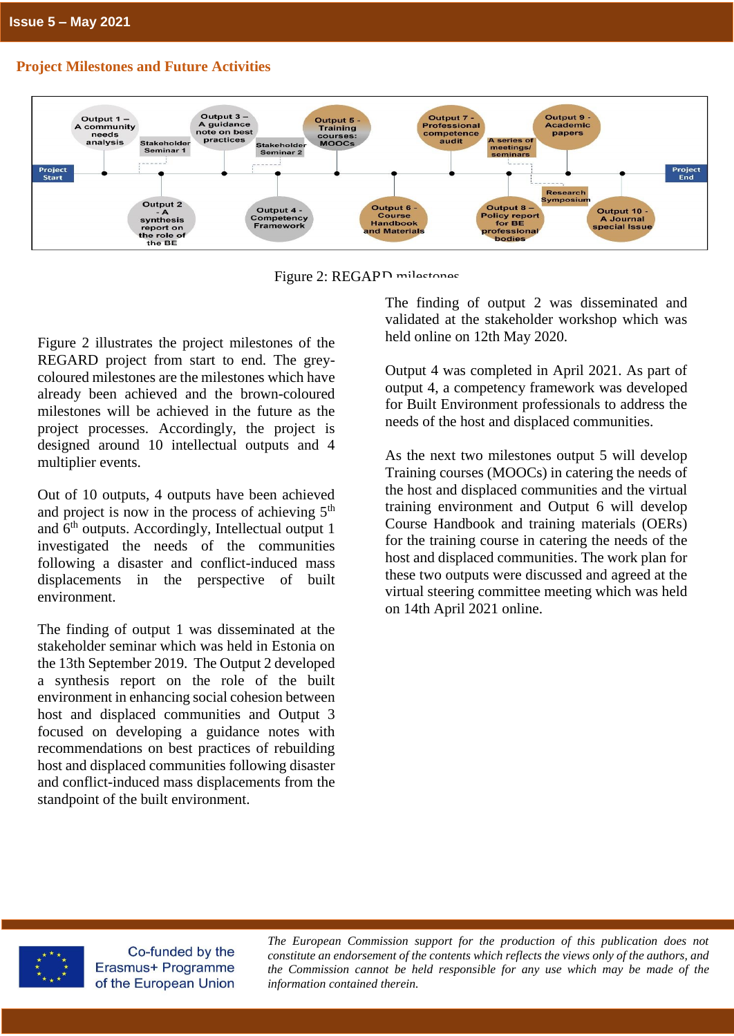## Project Milestones and Future Activities

Figure 2: REGARD milestones

Figure 2 illustrates the project milestones of the REGARD project from start to end. The grey-coloured milestones are the milestones which have already been achieved and the brown-coloured milestones will be achieved in the future as the project processes. Accordingly, the project is designed around 10 intellectual outputs and 4 multiplier events.

Out of 10 outputs, 4 outputs have been achieved and project is now in the process of achieving 5th and 6th outputs. Accordingly, Intellectual output 1 investigated the needs of the communities following a disaster and conflict-induced mass displacements in the perspective of built environment.

The finding of output 1 was disseminated at the stakeholder seminar which was held in Estonia on the 13th September 2019. The Output 2 developed a synthesis report on the role of the built environment in enhancing social cohesion between host and displaced communities and Output 3 focused on developing a guidance notes with recommendations on best practices of rebuilding host and displaced communities following disaster and conflict-induced mass displacements from the standpoint of the built environment.

The finding of output 2 was disseminated and validated at the stakeholder workshop which was held online on 12th May 2020.

Output 4 was completed in April 2021. As part of output 4, a competency framework was developed for Built Environment professionals to address the needs of the host and displaced communities.

As the next two milestones output 5 will develop Training courses (MOOCs) in catering the needs of the host and displaced communities and the virtual training environment and Output 6 will develop Course Handbook and training materials (OERs) for the training course in catering the needs of the host and displaced communities. The work plan for these two outputs were discussed and agreed at the virtual steering committee meeting which was held on 14th April 2021 online.

Co-funded by the Erasmus+ Programme of the European Union

*The European Commission support for the production of this publication does not constitute an endorsement of the contents which reflects the views only of the authors, and the Commission cannot be held responsible for any use which may be made of the information contained therein.*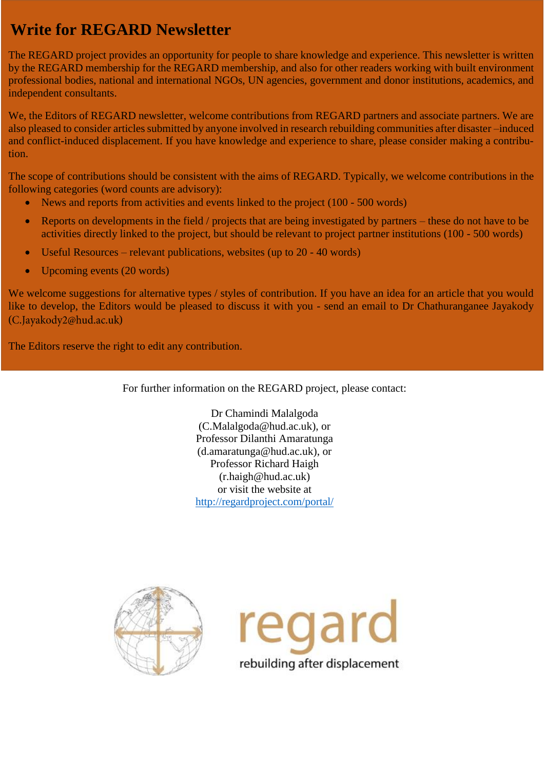# Write for REGARD Newsletter

The REGARD project provides an opportunity for people to share knowledge and experience. This newsletter is written by the REGARD membership for the REGARD membership, and also for other readers working with built environment professional bodies, national and international NGOs, UN agencies, government and donor institutions, academics, and independent consultants.

We, the Editors of REGARD newsletter, welcome contributions from REGARD partners and associate partners. We are also pleased to consider articles submitted by anyone involved in research rebuilding communities after disaster –induced and conflict-induced displacement. If you have knowledge and experience to share, please consider making a contribution.

The scope of contributions should be consistent with the aims of REGARD. Typically, we welcome contributions in the following categories (word counts are advisory):

- News and reports from activities and events linked to the project (100 - 500 words)
- Reports on developments in the field / projects that are being investigated by partners – these do not have to be activities directly linked to the project, but should be relevant to project partner institutions (100 - 500 words)
- Useful Resources – relevant publications, websites (up to 20 - 40 words)
- Upcoming events (20 words)

We welcome suggestions for alternative types / styles of contribution. If you have an idea for an article that you would like to develop, the Editors would be pleased to discuss it with you - send an email to Dr Chathuranganee Jayakody (C.Jayakody2@hud.ac.uk)

The Editors reserve the right to edit any contribution.

For further information on the REGARD project, please contact:

Dr Chamindi Malalgoda
(C.Malalgoda@hud.ac.uk), or
Professor Dilanthi Amaratunga
(d.amaratunga@hud.ac.uk), or
Professor Richard Haigh
(r.haigh@hud.ac.uk)
or visit the website at
http://regardproject.com/portal/

regard

rebuilding after displacement